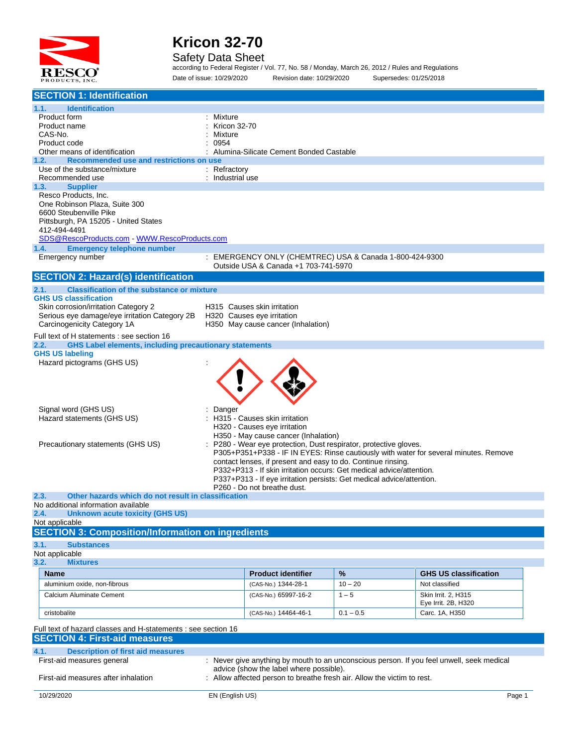# Kricon 32-70

Safety Data Sheet

according to Federal Register / Vol. 77, No. 58 / Monday, March 26, 2012 / Rules and Regulations

Date of issue: 10/29/2020 Revision date: 10/29/2020 Supersedes: 01/25/2018

## SECTION 1: Identification

### 1.1. Identification

| | |
|---|---|
| Product form | : Mixture |
| Product name | : Kricon 32-70 |
| CAS-No. | : Mixture |
| Product code | : 0954 |
| Other means of identification | : Alumina-Silicate Cement Bonded Castable |

### 1.2. Recommended use and restrictions on use

| | |
|---|---|
| Use of the substance/mixture | : Refractory |
| Recommended use | : Industrial use |

### 1.3. Supplier

Resco Products, Inc.
One Robinson Plaza, Suite 300
6600 Steubenville Pike
Pittsburgh, PA 15205 - United States
412-494-4491
SDS@RescoProducts.com - WWW.RescoProducts.com

### 1.4. Emergency telephone number

| | |
|---|---|
| Emergency number | : EMERGENCY ONLY (CHEMTREC) USA & Canada 1-800-424-9300<br>Outside USA & Canada +1 703-741-5970 |

## SECTION 2: Hazard(s) identification

### 2.1. Classification of the substance or mixture

**GHS US classification**

| | |
|---|---|
| Skin corrosion/irritation Category 2 | H315 Causes skin irritation |
| Serious eye damage/eye irritation Category 2B | H320 Causes eye irritation |
| Carcinogenicity Category 1A | H350 May cause cancer (Inhalation) |

Full text of H statements : see section 16

### 2.2. GHS Label elements, including precautionary statements

**GHS US labeling**

Hazard pictograms (GHS US) :

Signal word (GHS US) : Danger

Hazard statements (GHS US) :
- H315 - Causes skin irritation
- H320 - Causes eye irritation
- H350 - May cause cancer (Inhalation)

Precautionary statements (GHS US) :
- P280 - Wear eye protection, Dust respirator, protective gloves.
- P305+P351+P338 - IF IN EYES: Rinse cautiously with water for several minutes. Remove contact lenses, if present and easy to do. Continue rinsing.
- P332+P313 - If skin irritation occurs: Get medical advice/attention.
- P337+P313 - If eye irritation persists: Get medical advice/attention.
- P260 - Do not breathe dust.

### 2.3. Other hazards which do not result in classification

No additional information available

### 2.4. Unknown acute toxicity (GHS US)

Not applicable

## SECTION 3: Composition/Information on ingredients

### 3.1. Substances

Not applicable

### 3.2. Mixtures

| Name | Product identifier | % | GHS US classification |
|---|---|---|---|
| aluminium oxide, non-fibrous | (CAS-No.) 1344-28-1 | 10 – 20 | Not classified |
| Calcium Aluminate Cement | (CAS-No.) 65997-16-2 | 1 – 5 | Skin Irrit. 2, H315<br>Eye Irrit. 2B, H320 |
| cristobalite | (CAS-No.) 14464-46-1 | 0.1 – 0.5 | Carc. 1A, H350 |

Full text of hazard classes and H-statements : see section 16

## SECTION 4: First-aid measures

### 4.1. Description of first aid measures

| | |
|---|---|
| First-aid measures general | : Never give anything by mouth to an unconscious person. If you feel unwell, seek medical advice (show the label where possible). |
| First-aid measures after inhalation | : Allow affected person to breathe fresh air. Allow the victim to rest. |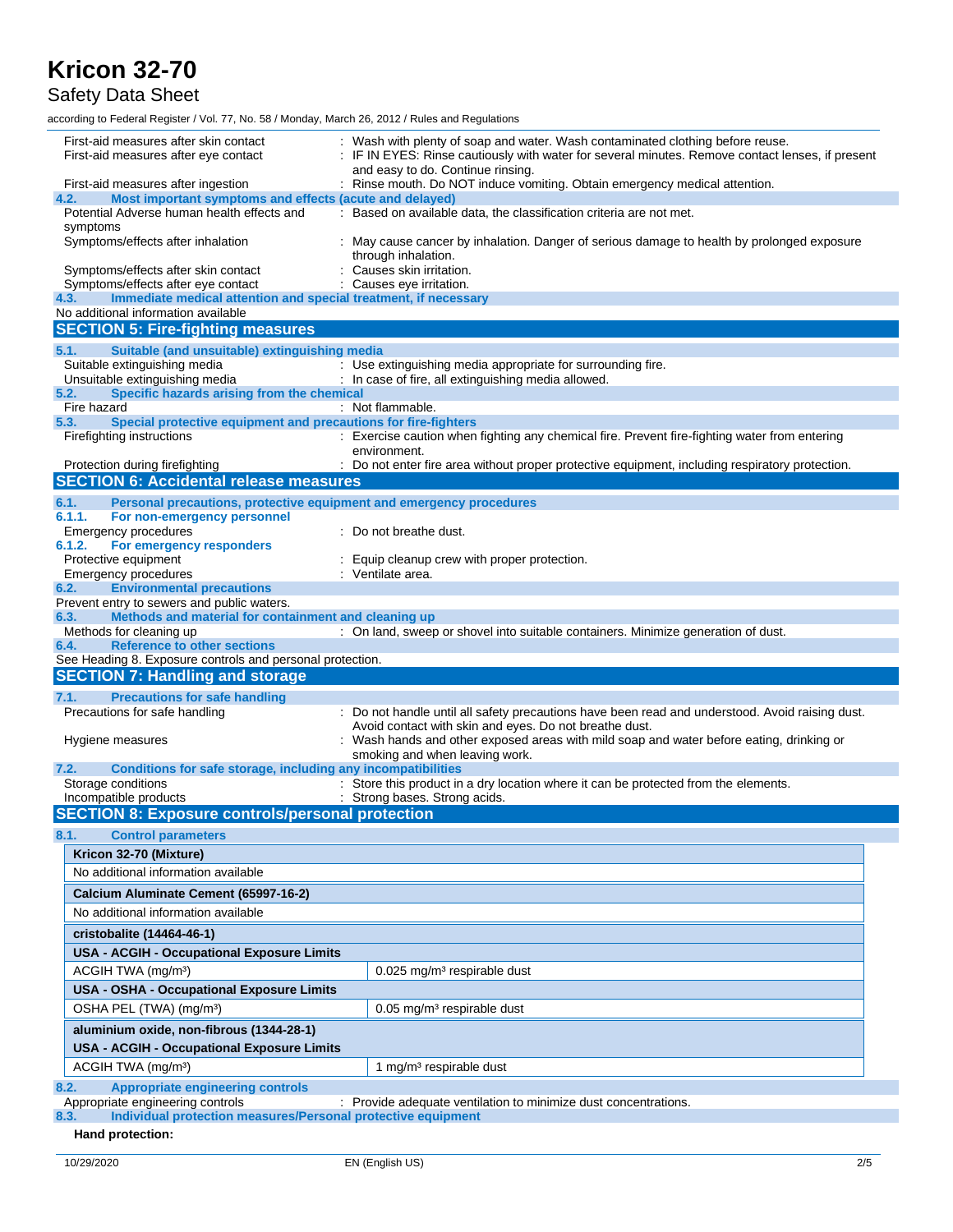First-aid measures after skin contact : Wash with plenty of soap and water. Wash contaminated clothing before reuse.

First-aid measures after eye contact : IF IN EYES: Rinse cautiously with water for several minutes. Remove contact lenses, if present and easy to do. Continue rinsing.

First-aid measures after ingestion : Rinse mouth. Do NOT induce vomiting. Obtain emergency medical attention.

### 4.2. Most important symptoms and effects (acute and delayed)

Potential Adverse human health effects and symptoms : Based on available data, the classification criteria are not met.

Symptoms/effects after inhalation : May cause cancer by inhalation. Danger of serious damage to health by prolonged exposure through inhalation.

Symptoms/effects after skin contact : Causes skin irritation.

Symptoms/effects after eye contact : Causes eye irritation.

### 4.3. Immediate medical attention and special treatment, if necessary

No additional information available

## SECTION 5: Fire-fighting measures

### 5.1. Suitable (and unsuitable) extinguishing media

Suitable extinguishing media : Use extinguishing media appropriate for surrounding fire.

Unsuitable extinguishing media : In case of fire, all extinguishing media allowed.

### 5.2. Specific hazards arising from the chemical

Fire hazard : Not flammable.

### 5.3. Special protective equipment and precautions for fire-fighters

Firefighting instructions : Exercise caution when fighting any chemical fire. Prevent fire-fighting water from entering environment.

Protection during firefighting : Do not enter fire area without proper protective equipment, including respiratory protection.

## SECTION 6: Accidental release measures

### 6.1. Personal precautions, protective equipment and emergency procedures

#### 6.1.1. For non-emergency personnel

Emergency procedures : Do not breathe dust.

#### 6.1.2. For emergency responders

Protective equipment : Equip cleanup crew with proper protection.

Emergency procedures : Ventilate area.

### 6.2. Environmental precautions

Prevent entry to sewers and public waters.

### 6.3. Methods and material for containment and cleaning up

Methods for cleaning up : On land, sweep or shovel into suitable containers. Minimize generation of dust.

### 6.4. Reference to other sections

See Heading 8. Exposure controls and personal protection.

## SECTION 7: Handling and storage

### 7.1. Precautions for safe handling

Precautions for safe handling : Do not handle until all safety precautions have been read and understood. Avoid raising dust. Avoid contact with skin and eyes. Do not breathe dust.

Hygiene measures : Wash hands and other exposed areas with mild soap and water before eating, drinking or smoking and when leaving work.

### 7.2. Conditions for safe storage, including any incompatibilities

Storage conditions : Store this product in a dry location where it can be protected from the elements.

Incompatible products : Strong bases. Strong acids.

## SECTION 8: Exposure controls/personal protection

### 8.1. Control parameters

| **Kricon 32-70 (Mixture)** | |
|---|---|
| No additional information available | |
| **Calcium Aluminate Cement (65997-16-2)** | |
| No additional information available | |
| **cristobalite (14464-46-1)** | |
| **USA - ACGIH - Occupational Exposure Limits** | |
| ACGIH TWA (mg/m³) | 0.025 mg/m³ respirable dust |
| **USA - OSHA - Occupational Exposure Limits** | |
| OSHA PEL (TWA) (mg/m³) | 0.05 mg/m³ respirable dust |
| **aluminium oxide, non-fibrous (1344-28-1)** | |
| **USA - ACGIH - Occupational Exposure Limits** | |
| ACGIH TWA (mg/m³) | 1 mg/m³ respirable dust |

### 8.2. Appropriate engineering controls

Appropriate engineering controls : Provide adequate ventilation to minimize dust concentrations.

### 8.3. Individual protection measures/Personal protective equipment

**Hand protection:**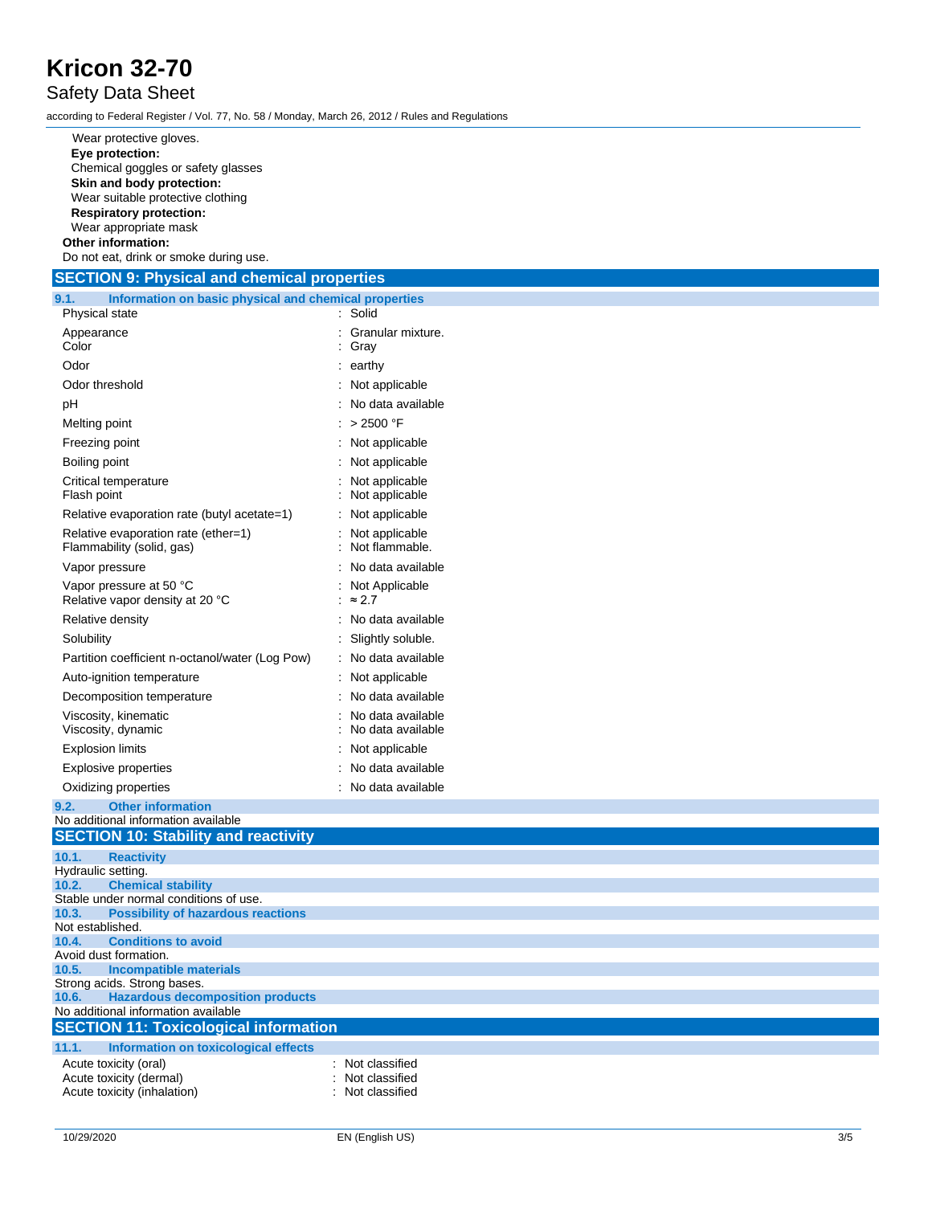Wear protective gloves.

**Eye protection:**

Chemical goggles or safety glasses

**Skin and body protection:**

Wear suitable protective clothing

**Respiratory protection:**

Wear appropriate mask

**Other information:**

Do not eat, drink or smoke during use.

## SECTION 9: Physical and chemical properties

### 9.1. Information on basic physical and chemical properties

| Property | Value |
|---|---|
| Physical state | : Solid |
| Appearance | : Granular mixture. |
| Color | : Gray |
| Odor | : earthy |
| Odor threshold | : Not applicable |
| pH | : No data available |
| Melting point | : > 2500 °F |
| Freezing point | : Not applicable |
| Boiling point | : Not applicable |
| Critical temperature | : Not applicable |
| Flash point | : Not applicable |
| Relative evaporation rate (butyl acetate=1) | : Not applicable |
| Relative evaporation rate (ether=1) | : Not applicable |
| Flammability (solid, gas) | : Not flammable. |
| Vapor pressure | : No data available |
| Vapor pressure at 50 °C | : Not Applicable |
| Relative vapor density at 20 °C | : ≈ 2.7 |
| Relative density | : No data available |
| Solubility | : Slightly soluble. |
| Partition coefficient n-octanol/water (Log Pow) | : No data available |
| Auto-ignition temperature | : Not applicable |
| Decomposition temperature | : No data available |
| Viscosity, kinematic | : No data available |
| Viscosity, dynamic | : No data available |
| Explosion limits | : Not applicable |
| Explosive properties | : No data available |
| Oxidizing properties | : No data available |

### 9.2. Other information

No additional information available

## SECTION 10: Stability and reactivity

### 10.1. Reactivity

Hydraulic setting.

### 10.2. Chemical stability

Stable under normal conditions of use.

### 10.3. Possibility of hazardous reactions

Not established.

### 10.4. Conditions to avoid

Avoid dust formation.

### 10.5. Incompatible materials

Strong acids. Strong bases.

### 10.6. Hazardous decomposition products

No additional information available

## SECTION 11: Toxicological information

### 11.1. Information on toxicological effects

| Property | Value |
|---|---|
| Acute toxicity (oral) | : Not classified |
| Acute toxicity (dermal) | : Not classified |
| Acute toxicity (inhalation) | : Not classified |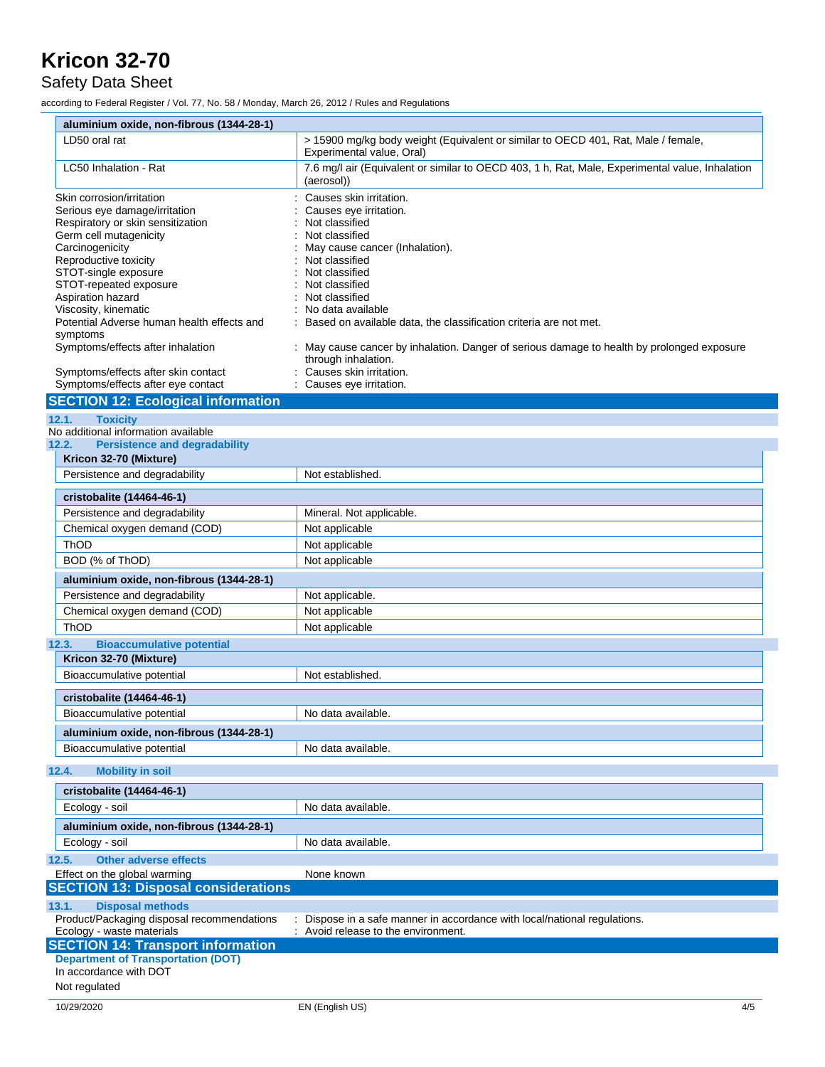| aluminium oxide, non-fibrous (1344-28-1) | |
|---|---|
| LD50 oral rat | > 15900 mg/kg body weight (Equivalent or similar to OECD 401, Rat, Male / female, Experimental value, Oral) |
| LC50 Inhalation - Rat | 7.6 mg/l air (Equivalent or similar to OECD 403, 1 h, Rat, Male, Experimental value, Inhalation (aerosol)) |

Skin corrosion/irritation : Causes skin irritation.
Serious eye damage/irritation : Causes eye irritation.
Respiratory or skin sensitization : Not classified
Germ cell mutagenicity : Not classified
Carcinogenicity : May cause cancer (Inhalation).
Reproductive toxicity : Not classified
STOT-single exposure : Not classified
STOT-repeated exposure : Not classified
Aspiration hazard : Not classified
Viscosity, kinematic : No data available
Potential Adverse human health effects and symptoms : Based on available data, the classification criteria are not met.
Symptoms/effects after inhalation : May cause cancer by inhalation. Danger of serious damage to health by prolonged exposure through inhalation.
Symptoms/effects after skin contact : Causes skin irritation.
Symptoms/effects after eye contact : Causes eye irritation.

## SECTION 12: Ecological information

### 12.1. Toxicity

No additional information available

### 12.2. Persistence and degradability

| Kricon 32-70 (Mixture) | |
|---|---|
| Persistence and degradability | Not established. |

| cristobalite (14464-46-1) | |
|---|---|
| Persistence and degradability | Mineral. Not applicable. |
| Chemical oxygen demand (COD) | Not applicable |
| ThOD | Not applicable |
| BOD (% of ThOD) | Not applicable |

| aluminium oxide, non-fibrous (1344-28-1) | |
|---|---|
| Persistence and degradability | Not applicable. |
| Chemical oxygen demand (COD) | Not applicable |
| ThOD | Not applicable |

### 12.3. Bioaccumulative potential

| Kricon 32-70 (Mixture) | |
|---|---|
| Bioaccumulative potential | Not established. |

| cristobalite (14464-46-1) | |
|---|---|
| Bioaccumulative potential | No data available. |

| aluminium oxide, non-fibrous (1344-28-1) | |
|---|---|
| Bioaccumulative potential | No data available. |

### 12.4. Mobility in soil

| cristobalite (14464-46-1) | |
|---|---|
| Ecology - soil | No data available. |

| aluminium oxide, non-fibrous (1344-28-1) | |
|---|---|
| Ecology - soil | No data available. |

### 12.5. Other adverse effects

Effect on the global warming None known

## SECTION 13: Disposal considerations

### 13.1. Disposal methods

Product/Packaging disposal recommendations : Dispose in a safe manner in accordance with local/national regulations.
Ecology - waste materials : Avoid release to the environment.

## SECTION 14: Transport information

**Department of Transportation (DOT)**

In accordance with DOT

Not regulated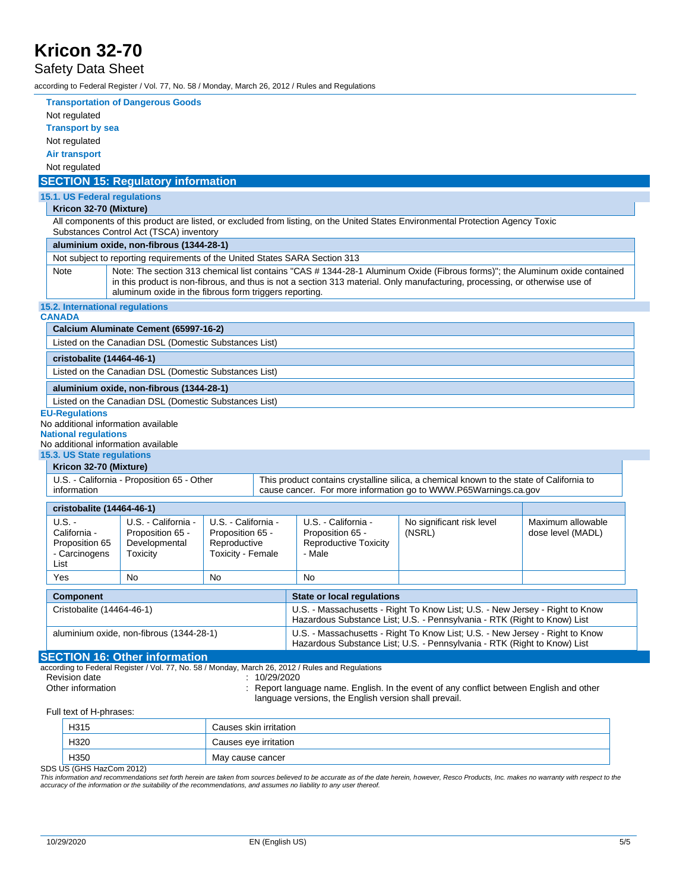**Transportation of Dangerous Goods**

Not regulated

**Transport by sea**

Not regulated

**Air transport**

Not regulated

## SECTION 15: Regulatory information

### 15.1. US Federal regulations

| Kricon 32-70 (Mixture) |
|---|
| All components of this product are listed, or excluded from listing, on the United States Environmental Protection Agency Toxic Substances Control Act (TSCA) inventory |

| aluminium oxide, non-fibrous (1344-28-1) | |
|---|---|
| Not subject to reporting requirements of the United States SARA Section 313 | |
| Note | Note: The section 313 chemical list contains "CAS # 1344-28-1 Aluminum Oxide (Fibrous forms)"; the Aluminum oxide contained in this product is non-fibrous, and thus is not a section 313 material. Only manufacturing, processing, or otherwise use of aluminum oxide in the fibrous form triggers reporting. |

### 15.2. International regulations

**CANADA**

| Calcium Aluminate Cement (65997-16-2) |
|---|
| Listed on the Canadian DSL (Domestic Substances List) |

| cristobalite (14464-46-1) |
|---|
| Listed on the Canadian DSL (Domestic Substances List) |

| aluminium oxide, non-fibrous (1344-28-1) |
|---|
| Listed on the Canadian DSL (Domestic Substances List) |

**EU-Regulations**

No additional information available

**National regulations**

No additional information available

### 15.3. US State regulations

| Kricon 32-70 (Mixture) | |
|---|---|
| U.S. - California - Proposition 65 - Other information | This product contains crystalline silica, a chemical known to the state of California to cause cancer. For more information go to WWW.P65Warnings.ca.gov |

| cristobalite (14464-46-1) | | | | | |
|---|---|---|---|---|---|
| U.S. - California - Proposition 65 - Carcinogens List | U.S. - California - Proposition 65 - Developmental Toxicity | U.S. - California - Proposition 65 - Reproductive Toxicity - Female | U.S. - California - Proposition 65 - Reproductive Toxicity - Male | No significant risk level (NSRL) | Maximum allowable dose level (MADL) |
| Yes | No | No | No | | |

| Component | State or local regulations |
|---|---|
| Cristobalite (14464-46-1) | U.S. - Massachusetts - Right To Know List; U.S. - New Jersey - Right to Know Hazardous Substance List; U.S. - Pennsylvania - RTK (Right to Know) List |
| aluminium oxide, non-fibrous (1344-28-1) | U.S. - Massachusetts - Right To Know List; U.S. - New Jersey - Right to Know Hazardous Substance List; U.S. - Pennsylvania - RTK (Right to Know) List |

## SECTION 16: Other information

according to Federal Register / Vol. 77, No. 58 / Monday, March 26, 2012 / Rules and Regulations

Revision date : 10/29/2020

Other information : Report language name. English. In the event of any conflict between English and other language versions, the English version shall prevail.

Full text of H-phrases:

| | |
|---|---|
| H315 | Causes skin irritation |
| H320 | Causes eye irritation |
| H350 | May cause cancer |

SDS US (GHS HazCom 2012)

*This information and recommendations set forth herein are taken from sources believed to be accurate as of the date herein, however, Resco Products, Inc. makes no warranty with respect to the accuracy of the information or the suitability of the recommendations, and assumes no liability to any user thereof.*